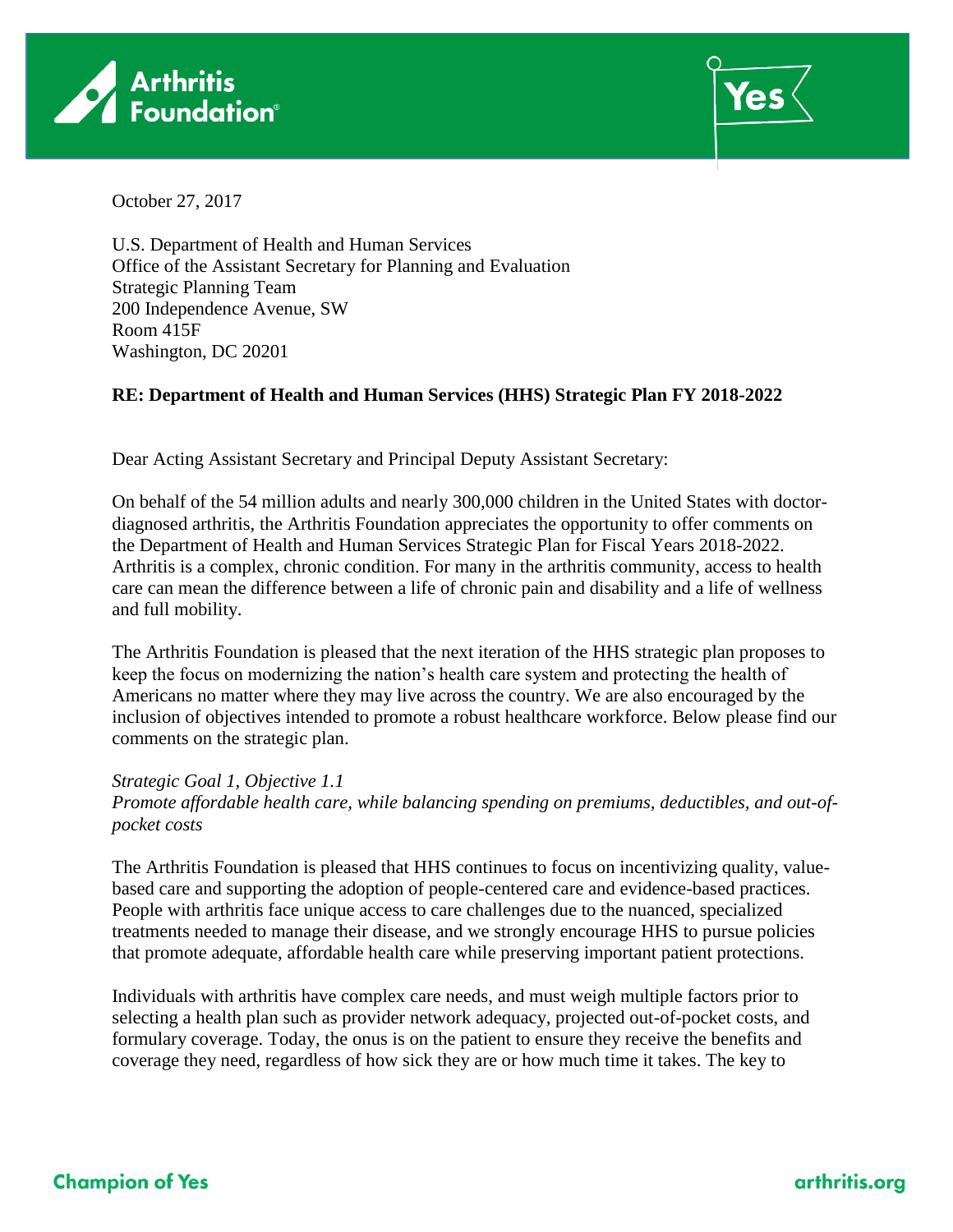Arthritis Foundation

October 27, 2017

U.S. Department of Health and Human Services
Office of the Assistant Secretary for Planning and Evaluation
Strategic Planning Team
200 Independence Avenue, SW
Room 415F
Washington, DC 20201

**RE: Department of Health and Human Services (HHS) Strategic Plan FY 2018-2022**

Dear Acting Assistant Secretary and Principal Deputy Assistant Secretary:

On behalf of the 54 million adults and nearly 300,000 children in the United States with doctor-diagnosed arthritis, the Arthritis Foundation appreciates the opportunity to offer comments on the Department of Health and Human Services Strategic Plan for Fiscal Years 2018-2022. Arthritis is a complex, chronic condition. For many in the arthritis community, access to health care can mean the difference between a life of chronic pain and disability and a life of wellness and full mobility.

The Arthritis Foundation is pleased that the next iteration of the HHS strategic plan proposes to keep the focus on modernizing the nation's health care system and protecting the health of Americans no matter where they may live across the country. We are also encouraged by the inclusion of objectives intended to promote a robust healthcare workforce. Below please find our comments on the strategic plan.

*Strategic Goal 1, Objective 1.1*
*Promote affordable health care, while balancing spending on premiums, deductibles, and out-of-pocket costs*

The Arthritis Foundation is pleased that HHS continues to focus on incentivizing quality, value-based care and supporting the adoption of people-centered care and evidence-based practices. People with arthritis face unique access to care challenges due to the nuanced, specialized treatments needed to manage their disease, and we strongly encourage HHS to pursue policies that promote adequate, affordable health care while preserving important patient protections.

Individuals with arthritis have complex care needs, and must weigh multiple factors prior to selecting a health plan such as provider network adequacy, projected out-of-pocket costs, and formulary coverage. Today, the onus is on the patient to ensure they receive the benefits and coverage they need, regardless of how sick they are or how much time it takes. The key to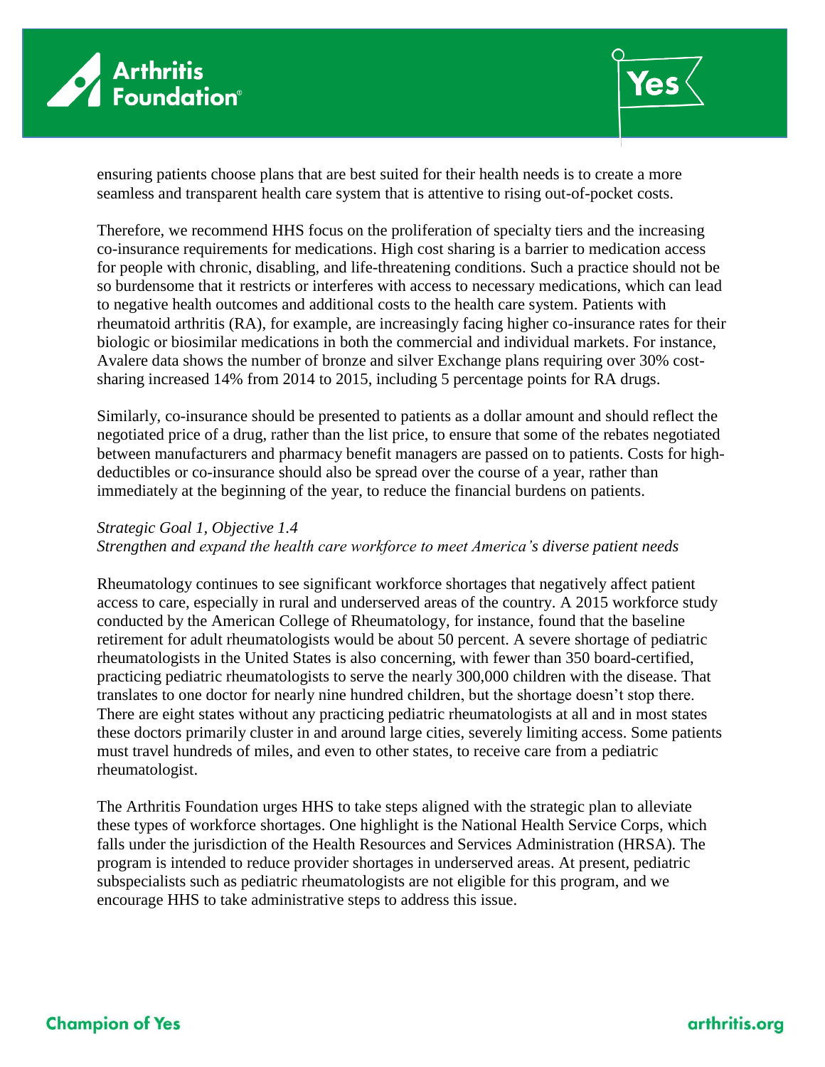ensuring patients choose plans that are best suited for their health needs is to create a more seamless and transparent health care system that is attentive to rising out-of-pocket costs.

Therefore, we recommend HHS focus on the proliferation of specialty tiers and the increasing co-insurance requirements for medications. High cost sharing is a barrier to medication access for people with chronic, disabling, and life-threatening conditions. Such a practice should not be so burdensome that it restricts or interferes with access to necessary medications, which can lead to negative health outcomes and additional costs to the health care system. Patients with rheumatoid arthritis (RA), for example, are increasingly facing higher co-insurance rates for their biologic or biosimilar medications in both the commercial and individual markets. For instance, Avalere data shows the number of bronze and silver Exchange plans requiring over 30% cost-sharing increased 14% from 2014 to 2015, including 5 percentage points for RA drugs.

Similarly, co-insurance should be presented to patients as a dollar amount and should reflect the negotiated price of a drug, rather than the list price, to ensure that some of the rebates negotiated between manufacturers and pharmacy benefit managers are passed on to patients. Costs for high-deductibles or co-insurance should also be spread over the course of a year, rather than immediately at the beginning of the year, to reduce the financial burdens on patients.

*Strategic Goal 1, Objective 1.4*
*Strengthen and expand the health care workforce to meet America's diverse patient needs*

Rheumatology continues to see significant workforce shortages that negatively affect patient access to care, especially in rural and underserved areas of the country. A 2015 workforce study conducted by the American College of Rheumatology, for instance, found that the baseline retirement for adult rheumatologists would be about 50 percent. A severe shortage of pediatric rheumatologists in the United States is also concerning, with fewer than 350 board-certified, practicing pediatric rheumatologists to serve the nearly 300,000 children with the disease. That translates to one doctor for nearly nine hundred children, but the shortage doesn't stop there. There are eight states without any practicing pediatric rheumatologists at all and in most states these doctors primarily cluster in and around large cities, severely limiting access. Some patients must travel hundreds of miles, and even to other states, to receive care from a pediatric rheumatologist.

The Arthritis Foundation urges HHS to take steps aligned with the strategic plan to alleviate these types of workforce shortages. One highlight is the National Health Service Corps, which falls under the jurisdiction of the Health Resources and Services Administration (HRSA). The program is intended to reduce provider shortages in underserved areas. At present, pediatric subspecialists such as pediatric rheumatologists are not eligible for this program, and we encourage HHS to take administrative steps to address this issue.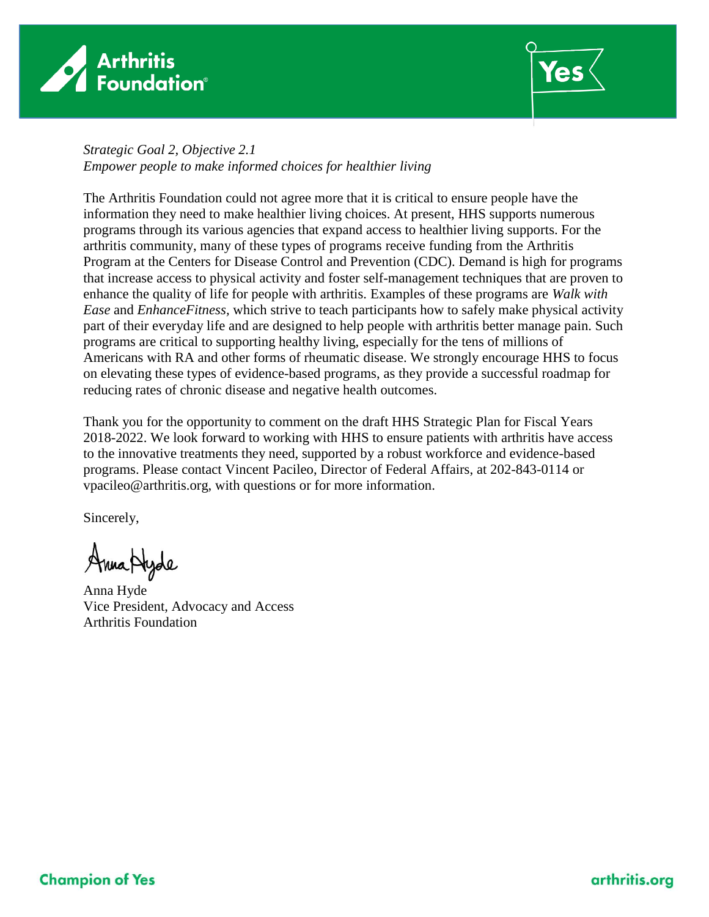*Strategic Goal 2, Objective 2.1*
*Empower people to make informed choices for healthier living*

The Arthritis Foundation could not agree more that it is critical to ensure people have the information they need to make healthier living choices. At present, HHS supports numerous programs through its various agencies that expand access to healthier living supports. For the arthritis community, many of these types of programs receive funding from the Arthritis Program at the Centers for Disease Control and Prevention (CDC). Demand is high for programs that increase access to physical activity and foster self-management techniques that are proven to enhance the quality of life for people with arthritis. Examples of these programs are *Walk with Ease* and *EnhanceFitness*, which strive to teach participants how to safely make physical activity part of their everyday life and are designed to help people with arthritis better manage pain. Such programs are critical to supporting healthy living, especially for the tens of millions of Americans with RA and other forms of rheumatic disease. We strongly encourage HHS to focus on elevating these types of evidence-based programs, as they provide a successful roadmap for reducing rates of chronic disease and negative health outcomes.

Thank you for the opportunity to comment on the draft HHS Strategic Plan for Fiscal Years 2018-2022. We look forward to working with HHS to ensure patients with arthritis have access to the innovative treatments they need, supported by a robust workforce and evidence-based programs. Please contact Vincent Pacileo, Director of Federal Affairs, at 202-843-0114 or vpacileo@arthritis.org, with questions or for more information.

Sincerely,

Anna Hyde
Vice President, Advocacy and Access
Arthritis Foundation